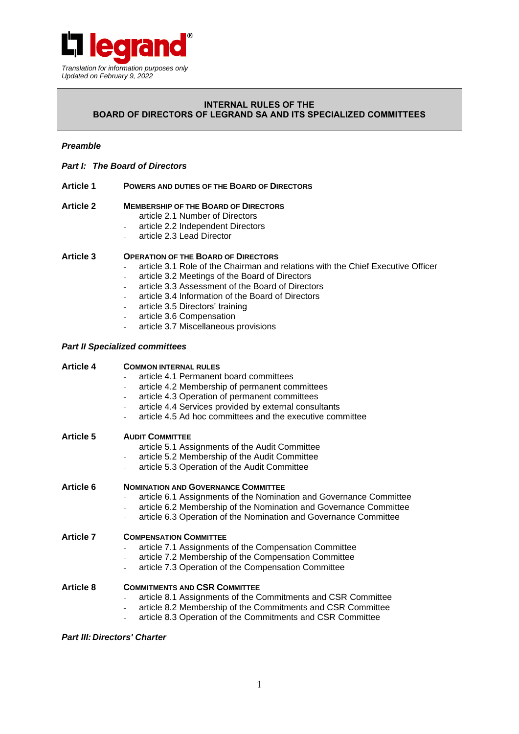legrand®

*Translation for information purposes only*
*Updated on February 9, 2022*

# INTERNAL RULES OF THE BOARD OF DIRECTORS OF LEGRAND SA AND ITS SPECIALIZED COMMITTEES

***Preamble***

***Part I: The Board of Directors***

**Article 1** **POWERS AND DUTIES OF THE BOARD OF DIRECTORS**

**Article 2** **MEMBERSHIP OF THE BOARD OF DIRECTORS**

- article 2.1 Number of Directors
- article 2.2 Independent Directors
- article 2.3 Lead Director

**Article 3** **OPERATION OF THE BOARD OF DIRECTORS**

- article 3.1 Role of the Chairman and relations with the Chief Executive Officer
- article 3.2 Meetings of the Board of Directors
- article 3.3 Assessment of the Board of Directors
- article 3.4 Information of the Board of Directors
- article 3.5 Directors' training
- article 3.6 Compensation
- article 3.7 Miscellaneous provisions

***Part II Specialized committees***

**Article 4** **COMMON INTERNAL RULES**

- article 4.1 Permanent board committees
- article 4.2 Membership of permanent committees
- article 4.3 Operation of permanent committees
- article 4.4 Services provided by external consultants
- article 4.5 Ad hoc committees and the executive committee

**Article 5** **AUDIT COMMITTEE**

- article 5.1 Assignments of the Audit Committee
- article 5.2 Membership of the Audit Committee
- article 5.3 Operation of the Audit Committee

**Article 6** **NOMINATION AND GOVERNANCE COMMITTEE**

- article 6.1 Assignments of the Nomination and Governance Committee
- article 6.2 Membership of the Nomination and Governance Committee
- article 6.3 Operation of the Nomination and Governance Committee

**Article 7** **COMPENSATION COMMITTEE**

- article 7.1 Assignments of the Compensation Committee
- article 7.2 Membership of the Compensation Committee
- article 7.3 Operation of the Compensation Committee

**Article 8** **COMMITMENTS AND CSR COMMITTEE**

- article 8.1 Assignments of the Commitments and CSR Committee
- article 8.2 Membership of the Commitments and CSR Committee
- article 8.3 Operation of the Commitments and CSR Committee

***Part III: Directors' Charter***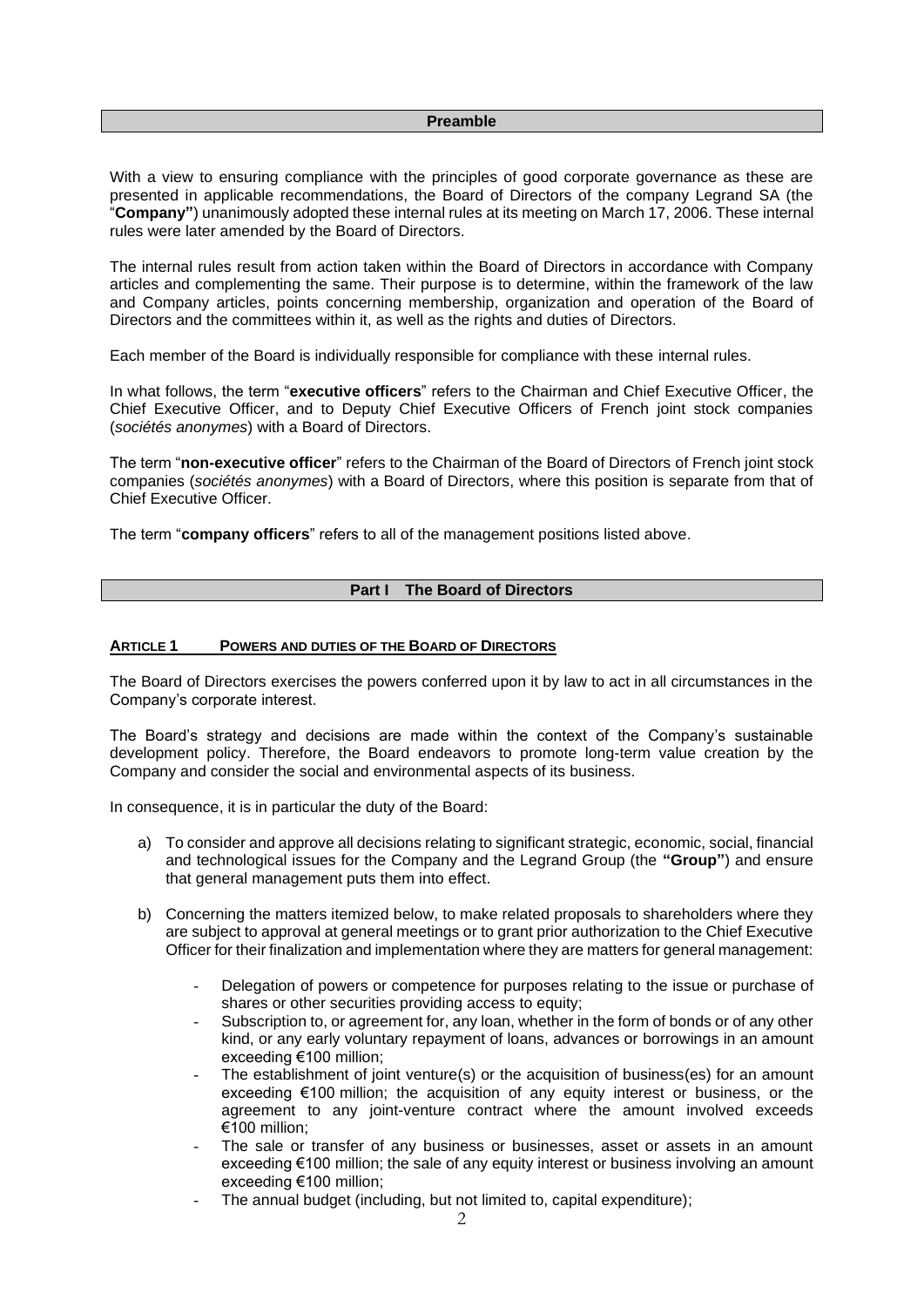## Preamble

With a view to ensuring compliance with the principles of good corporate governance as these are presented in applicable recommendations, the Board of Directors of the company Legrand SA (the "**Company"**) unanimously adopted these internal rules at its meeting on March 17, 2006. These internal rules were later amended by the Board of Directors.

The internal rules result from action taken within the Board of Directors in accordance with Company articles and complementing the same. Their purpose is to determine, within the framework of the law and Company articles, points concerning membership, organization and operation of the Board of Directors and the committees within it, as well as the rights and duties of Directors.

Each member of the Board is individually responsible for compliance with these internal rules.

In what follows, the term "**executive officers**" refers to the Chairman and Chief Executive Officer, the Chief Executive Officer, and to Deputy Chief Executive Officers of French joint stock companies (*sociétés anonymes*) with a Board of Directors.

The term "**non-executive officer**" refers to the Chairman of the Board of Directors of French joint stock companies (*sociétés anonymes*) with a Board of Directors, where this position is separate from that of Chief Executive Officer.

The term "**company officers**" refers to all of the management positions listed above.

## Part I The Board of Directors

### ARTICLE 1 POWERS AND DUTIES OF THE BOARD OF DIRECTORS

The Board of Directors exercises the powers conferred upon it by law to act in all circumstances in the Company's corporate interest.

The Board's strategy and decisions are made within the context of the Company's sustainable development policy. Therefore, the Board endeavors to promote long-term value creation by the Company and consider the social and environmental aspects of its business.

In consequence, it is in particular the duty of the Board:

a) To consider and approve all decisions relating to significant strategic, economic, social, financial and technological issues for the Company and the Legrand Group (the **"Group"**) and ensure that general management puts them into effect.

b) Concerning the matters itemized below, to make related proposals to shareholders where they are subject to approval at general meetings or to grant prior authorization to the Chief Executive Officer for their finalization and implementation where they are matters for general management:

   - Delegation of powers or competence for purposes relating to the issue or purchase of shares or other securities providing access to equity;
   - Subscription to, or agreement for, any loan, whether in the form of bonds or of any other kind, or any early voluntary repayment of loans, advances or borrowings in an amount exceeding €100 million;
   - The establishment of joint venture(s) or the acquisition of business(es) for an amount exceeding €100 million; the acquisition of any equity interest or business, or the agreement to any joint-venture contract where the amount involved exceeds €100 million;
   - The sale or transfer of any business or businesses, asset or assets in an amount exceeding €100 million; the sale of any equity interest or business involving an amount exceeding €100 million;
   - The annual budget (including, but not limited to, capital expenditure);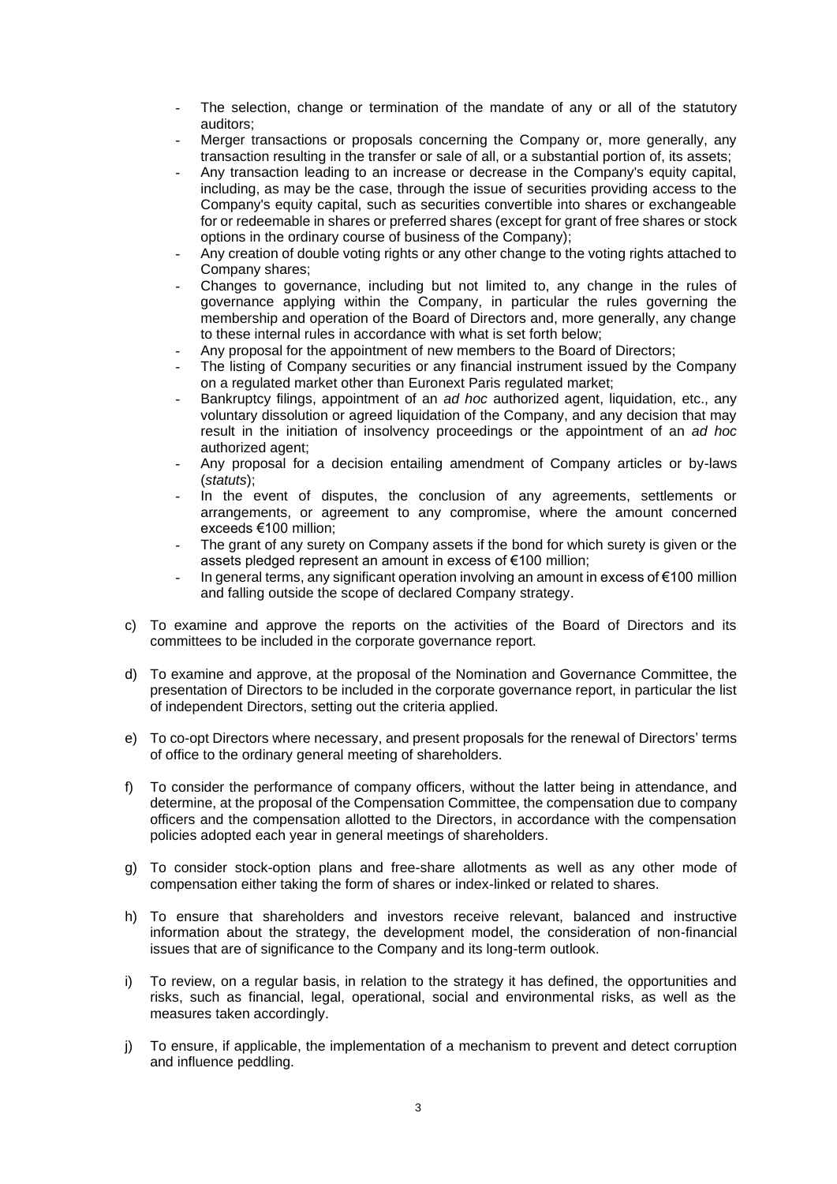- The selection, change or termination of the mandate of any or all of the statutory auditors;
- Merger transactions or proposals concerning the Company or, more generally, any transaction resulting in the transfer or sale of all, or a substantial portion of, its assets;
- Any transaction leading to an increase or decrease in the Company's equity capital, including, as may be the case, through the issue of securities providing access to the Company's equity capital, such as securities convertible into shares or exchangeable for or redeemable in shares or preferred shares (except for grant of free shares or stock options in the ordinary course of business of the Company);
- Any creation of double voting rights or any other change to the voting rights attached to Company shares;
- Changes to governance, including but not limited to, any change in the rules of governance applying within the Company, in particular the rules governing the membership and operation of the Board of Directors and, more generally, any change to these internal rules in accordance with what is set forth below;
- Any proposal for the appointment of new members to the Board of Directors;
- The listing of Company securities or any financial instrument issued by the Company on a regulated market other than Euronext Paris regulated market;
- Bankruptcy filings, appointment of an *ad hoc* authorized agent, liquidation, etc., any voluntary dissolution or agreed liquidation of the Company, and any decision that may result in the initiation of insolvency proceedings or the appointment of an *ad hoc* authorized agent;
- Any proposal for a decision entailing amendment of Company articles or by-laws (*statuts*);
- In the event of disputes, the conclusion of any agreements, settlements or arrangements, or agreement to any compromise, where the amount concerned exceeds €100 million;
- The grant of any surety on Company assets if the bond for which surety is given or the assets pledged represent an amount in excess of €100 million;
- In general terms, any significant operation involving an amount in excess of €100 million and falling outside the scope of declared Company strategy.

c) To examine and approve the reports on the activities of the Board of Directors and its committees to be included in the corporate governance report.

d) To examine and approve, at the proposal of the Nomination and Governance Committee, the presentation of Directors to be included in the corporate governance report, in particular the list of independent Directors, setting out the criteria applied.

e) To co-opt Directors where necessary, and present proposals for the renewal of Directors' terms of office to the ordinary general meeting of shareholders.

f) To consider the performance of company officers, without the latter being in attendance, and determine, at the proposal of the Compensation Committee, the compensation due to company officers and the compensation allotted to the Directors, in accordance with the compensation policies adopted each year in general meetings of shareholders.

g) To consider stock-option plans and free-share allotments as well as any other mode of compensation either taking the form of shares or index-linked or related to shares.

h) To ensure that shareholders and investors receive relevant, balanced and instructive information about the strategy, the development model, the consideration of non-financial issues that are of significance to the Company and its long-term outlook.

i) To review, on a regular basis, in relation to the strategy it has defined, the opportunities and risks, such as financial, legal, operational, social and environmental risks, as well as the measures taken accordingly.

j) To ensure, if applicable, the implementation of a mechanism to prevent and detect corruption and influence peddling.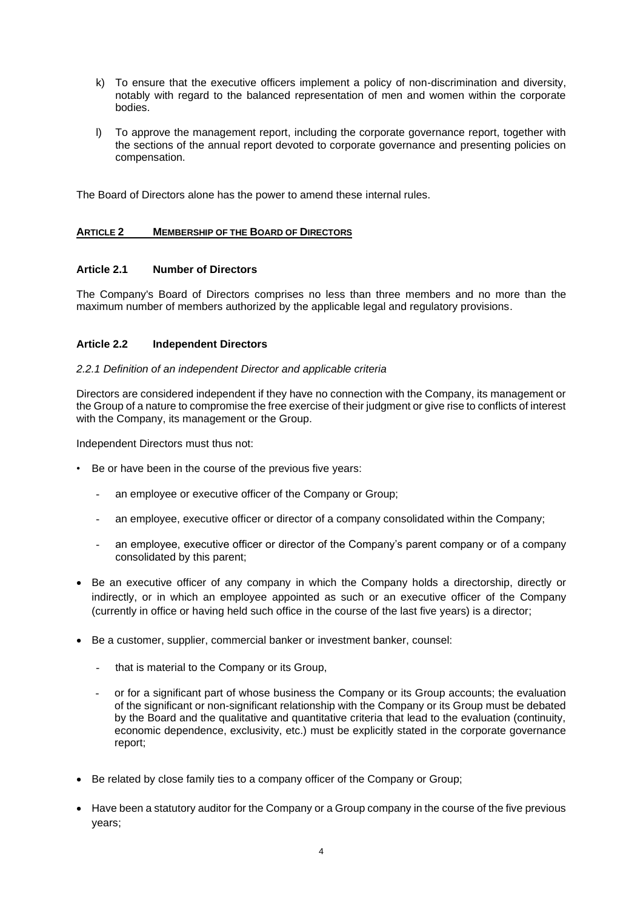k) To ensure that the executive officers implement a policy of non-discrimination and diversity, notably with regard to the balanced representation of men and women within the corporate bodies.

l) To approve the management report, including the corporate governance report, together with the sections of the annual report devoted to corporate governance and presenting policies on compensation.

The Board of Directors alone has the power to amend these internal rules.

## ARTICLE 2 MEMBERSHIP OF THE BOARD OF DIRECTORS

### Article 2.1 Number of Directors

The Company's Board of Directors comprises no less than three members and no more than the maximum number of members authorized by the applicable legal and regulatory provisions.

### Article 2.2 Independent Directors

*2.2.1 Definition of an independent Director and applicable criteria*

Directors are considered independent if they have no connection with the Company, its management or the Group of a nature to compromise the free exercise of their judgment or give rise to conflicts of interest with the Company, its management or the Group.

Independent Directors must thus not:

- Be or have been in the course of the previous five years:
  - an employee or executive officer of the Company or Group;
  - an employee, executive officer or director of a company consolidated within the Company;
  - an employee, executive officer or director of the Company's parent company or of a company consolidated by this parent;
- Be an executive officer of any company in which the Company holds a directorship, directly or indirectly, or in which an employee appointed as such or an executive officer of the Company (currently in office or having held such office in the course of the last five years) is a director;
- Be a customer, supplier, commercial banker or investment banker, counsel:
  - that is material to the Company or its Group,
  - or for a significant part of whose business the Company or its Group accounts; the evaluation of the significant or non-significant relationship with the Company or its Group must be debated by the Board and the qualitative and quantitative criteria that lead to the evaluation (continuity, economic dependence, exclusivity, etc.) must be explicitly stated in the corporate governance report;
- Be related by close family ties to a company officer of the Company or Group;
- Have been a statutory auditor for the Company or a Group company in the course of the five previous years;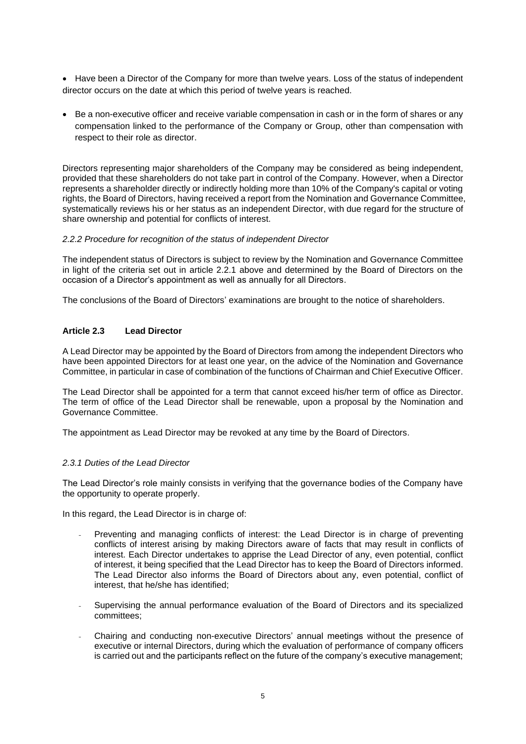- Have been a Director of the Company for more than twelve years. Loss of the status of independent director occurs on the date at which this period of twelve years is reached.
- Be a non-executive officer and receive variable compensation in cash or in the form of shares or any compensation linked to the performance of the Company or Group, other than compensation with respect to their role as director.

Directors representing major shareholders of the Company may be considered as being independent, provided that these shareholders do not take part in control of the Company. However, when a Director represents a shareholder directly or indirectly holding more than 10% of the Company's capital or voting rights, the Board of Directors, having received a report from the Nomination and Governance Committee, systematically reviews his or her status as an independent Director, with due regard for the structure of share ownership and potential for conflicts of interest.

*2.2.2 Procedure for recognition of the status of independent Director*

The independent status of Directors is subject to review by the Nomination and Governance Committee in light of the criteria set out in article 2.2.1 above and determined by the Board of Directors on the occasion of a Director's appointment as well as annually for all Directors.

The conclusions of the Board of Directors' examinations are brought to the notice of shareholders.

### Article 2.3 Lead Director

A Lead Director may be appointed by the Board of Directors from among the independent Directors who have been appointed Directors for at least one year, on the advice of the Nomination and Governance Committee, in particular in case of combination of the functions of Chairman and Chief Executive Officer.

The Lead Director shall be appointed for a term that cannot exceed his/her term of office as Director. The term of office of the Lead Director shall be renewable, upon a proposal by the Nomination and Governance Committee.

The appointment as Lead Director may be revoked at any time by the Board of Directors.

*2.3.1 Duties of the Lead Director*

The Lead Director's role mainly consists in verifying that the governance bodies of the Company have the opportunity to operate properly.

In this regard, the Lead Director is in charge of:

- Preventing and managing conflicts of interest: the Lead Director is in charge of preventing conflicts of interest arising by making Directors aware of facts that may result in conflicts of interest. Each Director undertakes to apprise the Lead Director of any, even potential, conflict of interest, it being specified that the Lead Director has to keep the Board of Directors informed. The Lead Director also informs the Board of Directors about any, even potential, conflict of interest, that he/she has identified;
- Supervising the annual performance evaluation of the Board of Directors and its specialized committees;
- Chairing and conducting non-executive Directors' annual meetings without the presence of executive or internal Directors, during which the evaluation of performance of company officers is carried out and the participants reflect on the future of the company's executive management;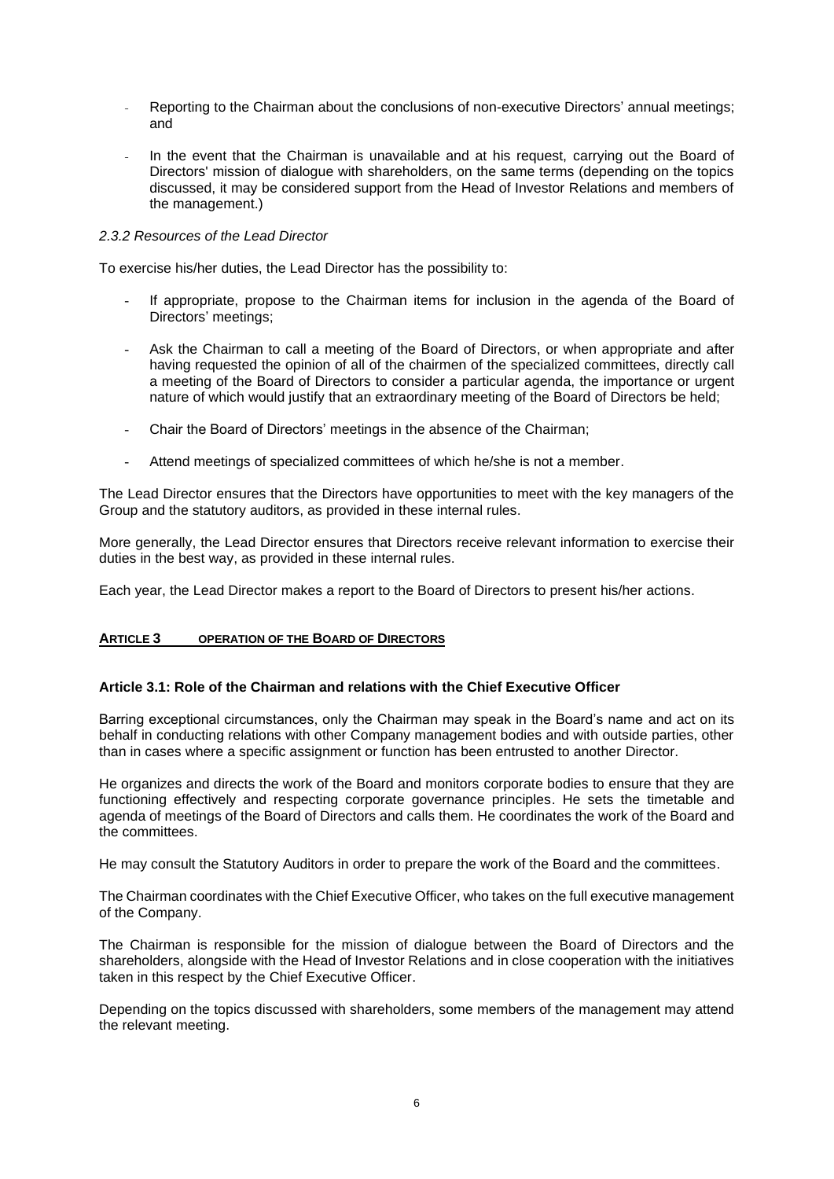- Reporting to the Chairman about the conclusions of non-executive Directors' annual meetings; and
- In the event that the Chairman is unavailable and at his request, carrying out the Board of Directors' mission of dialogue with shareholders, on the same terms (depending on the topics discussed, it may be considered support from the Head of Investor Relations and members of the management.)

*2.3.2 Resources of the Lead Director*

To exercise his/her duties, the Lead Director has the possibility to:

- If appropriate, propose to the Chairman items for inclusion in the agenda of the Board of Directors' meetings;
- Ask the Chairman to call a meeting of the Board of Directors, or when appropriate and after having requested the opinion of all of the chairmen of the specialized committees, directly call a meeting of the Board of Directors to consider a particular agenda, the importance or urgent nature of which would justify that an extraordinary meeting of the Board of Directors be held;
- Chair the Board of Directors' meetings in the absence of the Chairman;
- Attend meetings of specialized committees of which he/she is not a member.

The Lead Director ensures that the Directors have opportunities to meet with the key managers of the Group and the statutory auditors, as provided in these internal rules.

More generally, the Lead Director ensures that Directors receive relevant information to exercise their duties in the best way, as provided in these internal rules.

Each year, the Lead Director makes a report to the Board of Directors to present his/her actions.

## **ARTICLE 3 OPERATION OF THE BOARD OF DIRECTORS**

### **Article 3.1: Role of the Chairman and relations with the Chief Executive Officer**

Barring exceptional circumstances, only the Chairman may speak in the Board's name and act on its behalf in conducting relations with other Company management bodies and with outside parties, other than in cases where a specific assignment or function has been entrusted to another Director.

He organizes and directs the work of the Board and monitors corporate bodies to ensure that they are functioning effectively and respecting corporate governance principles. He sets the timetable and agenda of meetings of the Board of Directors and calls them. He coordinates the work of the Board and the committees.

He may consult the Statutory Auditors in order to prepare the work of the Board and the committees.

The Chairman coordinates with the Chief Executive Officer, who takes on the full executive management of the Company.

The Chairman is responsible for the mission of dialogue between the Board of Directors and the shareholders, alongside with the Head of Investor Relations and in close cooperation with the initiatives taken in this respect by the Chief Executive Officer.

Depending on the topics discussed with shareholders, some members of the management may attend the relevant meeting.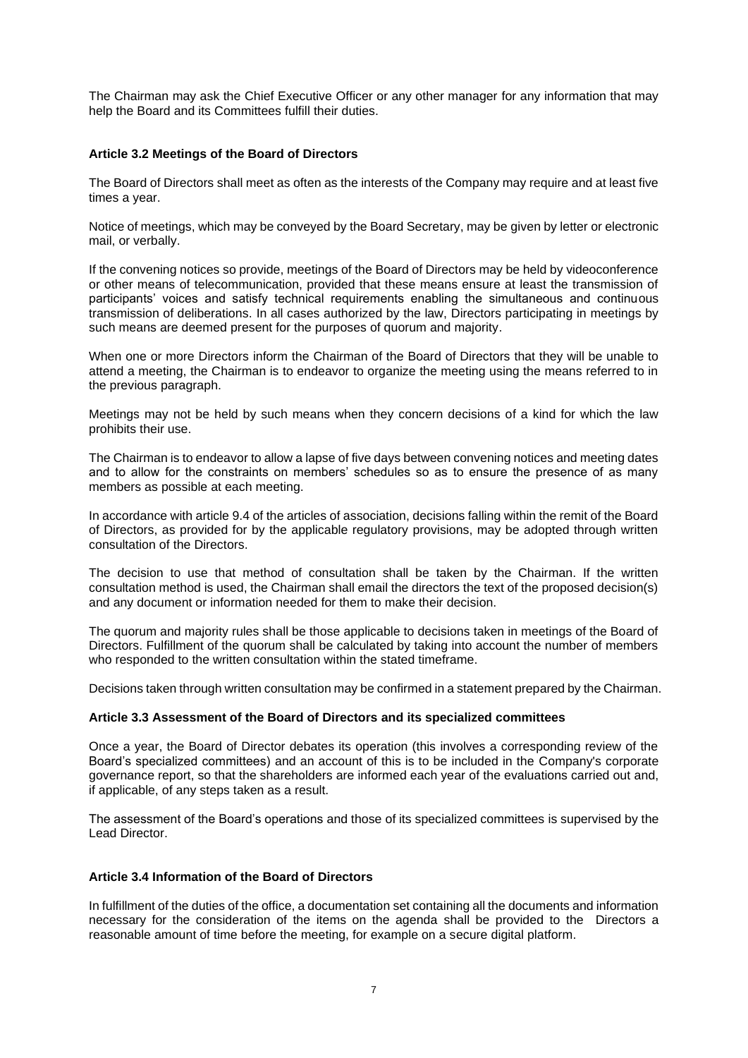The Chairman may ask the Chief Executive Officer or any other manager for any information that may help the Board and its Committees fulfill their duties.

### Article 3.2 Meetings of the Board of Directors

The Board of Directors shall meet as often as the interests of the Company may require and at least five times a year.

Notice of meetings, which may be conveyed by the Board Secretary, may be given by letter or electronic mail, or verbally.

If the convening notices so provide, meetings of the Board of Directors may be held by videoconference or other means of telecommunication, provided that these means ensure at least the transmission of participants' voices and satisfy technical requirements enabling the simultaneous and continuous transmission of deliberations. In all cases authorized by the law, Directors participating in meetings by such means are deemed present for the purposes of quorum and majority.

When one or more Directors inform the Chairman of the Board of Directors that they will be unable to attend a meeting, the Chairman is to endeavor to organize the meeting using the means referred to in the previous paragraph.

Meetings may not be held by such means when they concern decisions of a kind for which the law prohibits their use.

The Chairman is to endeavor to allow a lapse of five days between convening notices and meeting dates and to allow for the constraints on members' schedules so as to ensure the presence of as many members as possible at each meeting.

In accordance with article 9.4 of the articles of association, decisions falling within the remit of the Board of Directors, as provided for by the applicable regulatory provisions, may be adopted through written consultation of the Directors.

The decision to use that method of consultation shall be taken by the Chairman. If the written consultation method is used, the Chairman shall email the directors the text of the proposed decision(s) and any document or information needed for them to make their decision.

The quorum and majority rules shall be those applicable to decisions taken in meetings of the Board of Directors. Fulfillment of the quorum shall be calculated by taking into account the number of members who responded to the written consultation within the stated timeframe.

Decisions taken through written consultation may be confirmed in a statement prepared by the Chairman.

### Article 3.3 Assessment of the Board of Directors and its specialized committees

Once a year, the Board of Director debates its operation (this involves a corresponding review of the Board's specialized committees) and an account of this is to be included in the Company's corporate governance report, so that the shareholders are informed each year of the evaluations carried out and, if applicable, of any steps taken as a result.

The assessment of the Board's operations and those of its specialized committees is supervised by the Lead Director.

### Article 3.4 Information of the Board of Directors

In fulfillment of the duties of the office, a documentation set containing all the documents and information necessary for the consideration of the items on the agenda shall be provided to the Directors a reasonable amount of time before the meeting, for example on a secure digital platform.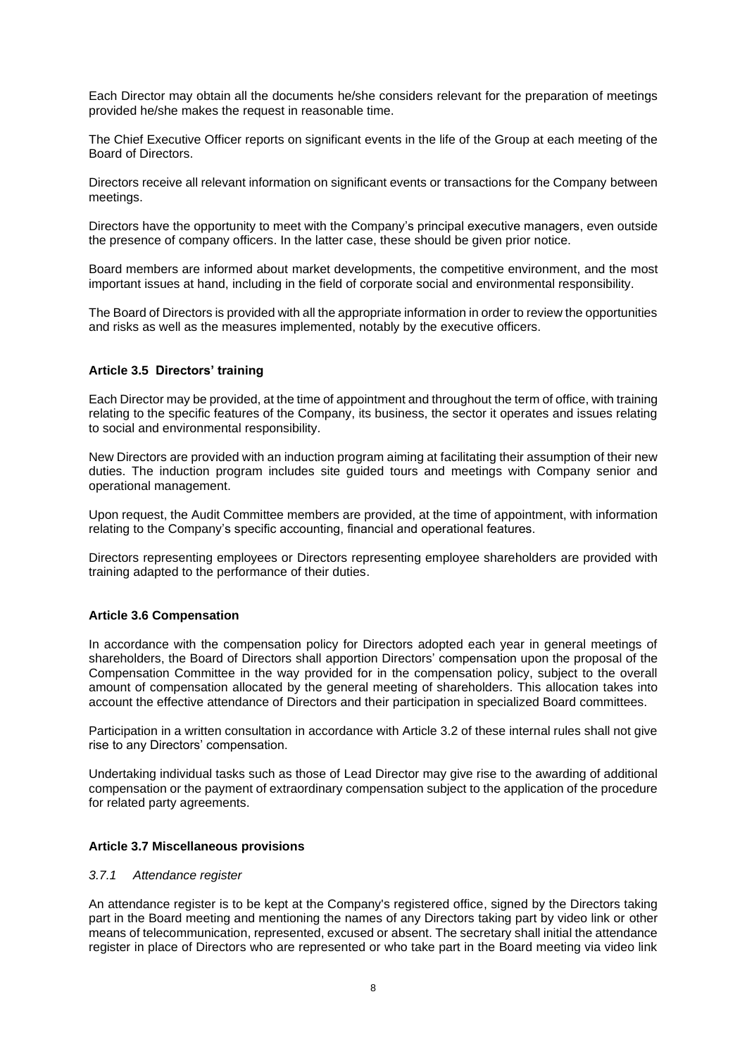Each Director may obtain all the documents he/she considers relevant for the preparation of meetings provided he/she makes the request in reasonable time.

The Chief Executive Officer reports on significant events in the life of the Group at each meeting of the Board of Directors.

Directors receive all relevant information on significant events or transactions for the Company between meetings.

Directors have the opportunity to meet with the Company's principal executive managers, even outside the presence of company officers. In the latter case, these should be given prior notice.

Board members are informed about market developments, the competitive environment, and the most important issues at hand, including in the field of corporate social and environmental responsibility.

The Board of Directors is provided with all the appropriate information in order to review the opportunities and risks as well as the measures implemented, notably by the executive officers.

### Article 3.5 Directors' training

Each Director may be provided, at the time of appointment and throughout the term of office, with training relating to the specific features of the Company, its business, the sector it operates and issues relating to social and environmental responsibility.

New Directors are provided with an induction program aiming at facilitating their assumption of their new duties. The induction program includes site guided tours and meetings with Company senior and operational management.

Upon request, the Audit Committee members are provided, at the time of appointment, with information relating to the Company's specific accounting, financial and operational features.

Directors representing employees or Directors representing employee shareholders are provided with training adapted to the performance of their duties.

### Article 3.6 Compensation

In accordance with the compensation policy for Directors adopted each year in general meetings of shareholders, the Board of Directors shall apportion Directors' compensation upon the proposal of the Compensation Committee in the way provided for in the compensation policy, subject to the overall amount of compensation allocated by the general meeting of shareholders. This allocation takes into account the effective attendance of Directors and their participation in specialized Board committees.

Participation in a written consultation in accordance with Article 3.2 of these internal rules shall not give rise to any Directors' compensation.

Undertaking individual tasks such as those of Lead Director may give rise to the awarding of additional compensation or the payment of extraordinary compensation subject to the application of the procedure for related party agreements.

### Article 3.7 Miscellaneous provisions

#### *3.7.1 Attendance register*

An attendance register is to be kept at the Company's registered office, signed by the Directors taking part in the Board meeting and mentioning the names of any Directors taking part by video link or other means of telecommunication, represented, excused or absent. The secretary shall initial the attendance register in place of Directors who are represented or who take part in the Board meeting via video link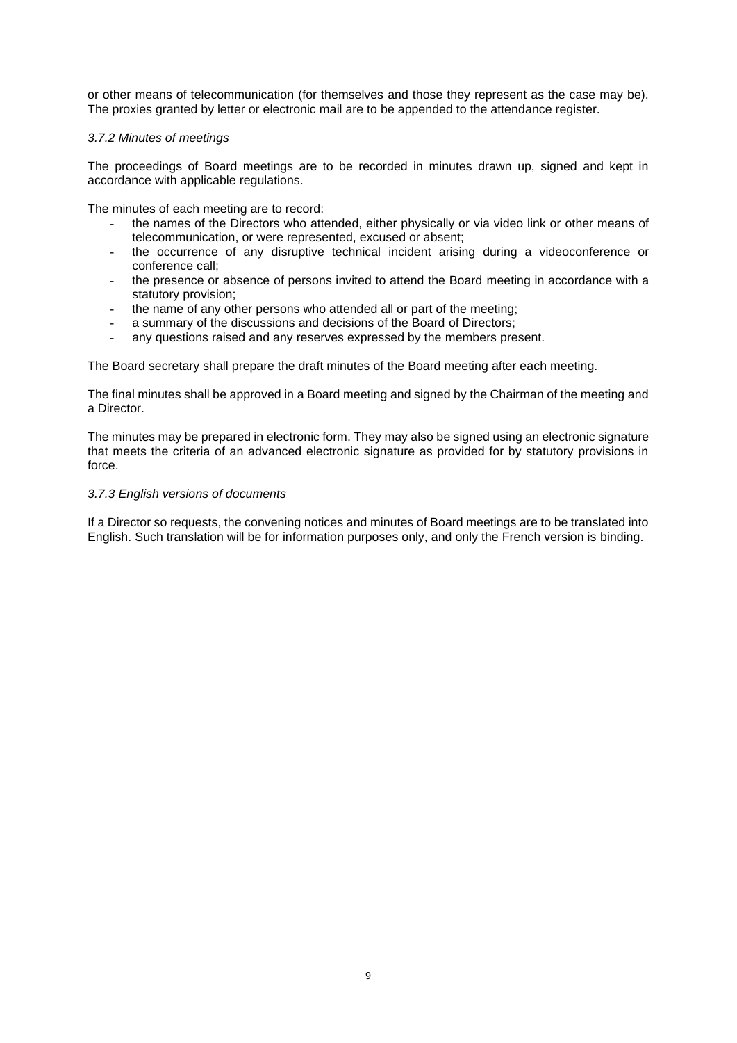or other means of telecommunication (for themselves and those they represent as the case may be). The proxies granted by letter or electronic mail are to be appended to the attendance register.

*3.7.2 Minutes of meetings*

The proceedings of Board meetings are to be recorded in minutes drawn up, signed and kept in accordance with applicable regulations.

The minutes of each meeting are to record:

- the names of the Directors who attended, either physically or via video link or other means of telecommunication, or were represented, excused or absent;
- the occurrence of any disruptive technical incident arising during a videoconference or conference call;
- the presence or absence of persons invited to attend the Board meeting in accordance with a statutory provision;
- the name of any other persons who attended all or part of the meeting;
- a summary of the discussions and decisions of the Board of Directors;
- any questions raised and any reserves expressed by the members present.

The Board secretary shall prepare the draft minutes of the Board meeting after each meeting.

The final minutes shall be approved in a Board meeting and signed by the Chairman of the meeting and a Director.

The minutes may be prepared in electronic form. They may also be signed using an electronic signature that meets the criteria of an advanced electronic signature as provided for by statutory provisions in force.

*3.7.3 English versions of documents*

If a Director so requests, the convening notices and minutes of Board meetings are to be translated into English. Such translation will be for information purposes only, and only the French version is binding.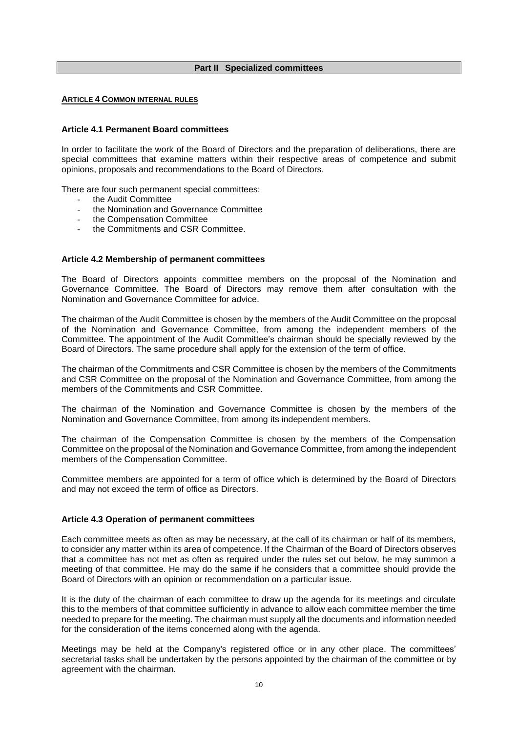## Part II Specialized committees

### ARTICLE 4 COMMON INTERNAL RULES

#### Article 4.1 Permanent Board committees

In order to facilitate the work of the Board of Directors and the preparation of deliberations, there are special committees that examine matters within their respective areas of competence and submit opinions, proposals and recommendations to the Board of Directors.

There are four such permanent special committees:

- the Audit Committee
- the Nomination and Governance Committee
- the Compensation Committee
- the Commitments and CSR Committee.

#### Article 4.2 Membership of permanent committees

The Board of Directors appoints committee members on the proposal of the Nomination and Governance Committee. The Board of Directors may remove them after consultation with the Nomination and Governance Committee for advice.

The chairman of the Audit Committee is chosen by the members of the Audit Committee on the proposal of the Nomination and Governance Committee, from among the independent members of the Committee. The appointment of the Audit Committee's chairman should be specially reviewed by the Board of Directors. The same procedure shall apply for the extension of the term of office.

The chairman of the Commitments and CSR Committee is chosen by the members of the Commitments and CSR Committee on the proposal of the Nomination and Governance Committee, from among the members of the Commitments and CSR Committee.

The chairman of the Nomination and Governance Committee is chosen by the members of the Nomination and Governance Committee, from among its independent members.

The chairman of the Compensation Committee is chosen by the members of the Compensation Committee on the proposal of the Nomination and Governance Committee, from among the independent members of the Compensation Committee.

Committee members are appointed for a term of office which is determined by the Board of Directors and may not exceed the term of office as Directors.

#### Article 4.3 Operation of permanent committees

Each committee meets as often as may be necessary, at the call of its chairman or half of its members, to consider any matter within its area of competence. If the Chairman of the Board of Directors observes that a committee has not met as often as required under the rules set out below, he may summon a meeting of that committee. He may do the same if he considers that a committee should provide the Board of Directors with an opinion or recommendation on a particular issue.

It is the duty of the chairman of each committee to draw up the agenda for its meetings and circulate this to the members of that committee sufficiently in advance to allow each committee member the time needed to prepare for the meeting. The chairman must supply all the documents and information needed for the consideration of the items concerned along with the agenda.

Meetings may be held at the Company's registered office or in any other place. The committees' secretarial tasks shall be undertaken by the persons appointed by the chairman of the committee or by agreement with the chairman.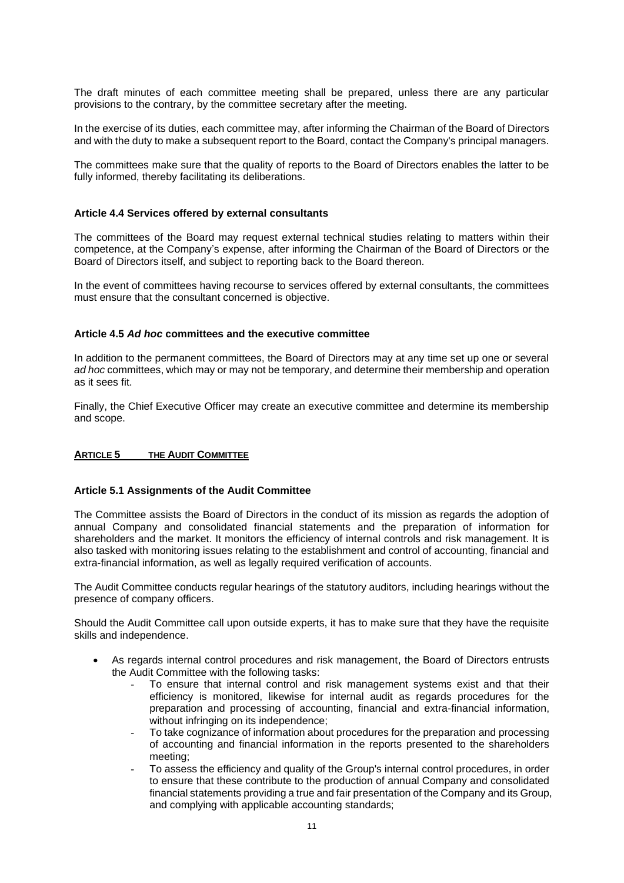The draft minutes of each committee meeting shall be prepared, unless there are any particular provisions to the contrary, by the committee secretary after the meeting.

In the exercise of its duties, each committee may, after informing the Chairman of the Board of Directors and with the duty to make a subsequent report to the Board, contact the Company's principal managers.

The committees make sure that the quality of reports to the Board of Directors enables the latter to be fully informed, thereby facilitating its deliberations.

### Article 4.4 Services offered by external consultants

The committees of the Board may request external technical studies relating to matters within their competence, at the Company's expense, after informing the Chairman of the Board of Directors or the Board of Directors itself, and subject to reporting back to the Board thereon.

In the event of committees having recourse to services offered by external consultants, the committees must ensure that the consultant concerned is objective.

### Article 4.5 *Ad hoc* committees and the executive committee

In addition to the permanent committees, the Board of Directors may at any time set up one or several *ad hoc* committees, which may or may not be temporary, and determine their membership and operation as it sees fit.

Finally, the Chief Executive Officer may create an executive committee and determine its membership and scope.

## ARTICLE 5 THE AUDIT COMMITTEE

### Article 5.1 Assignments of the Audit Committee

The Committee assists the Board of Directors in the conduct of its mission as regards the adoption of annual Company and consolidated financial statements and the preparation of information for shareholders and the market. It monitors the efficiency of internal controls and risk management. It is also tasked with monitoring issues relating to the establishment and control of accounting, financial and extra-financial information, as well as legally required verification of accounts.

The Audit Committee conducts regular hearings of the statutory auditors, including hearings without the presence of company officers.

Should the Audit Committee call upon outside experts, it has to make sure that they have the requisite skills and independence.

- As regards internal control procedures and risk management, the Board of Directors entrusts the Audit Committee with the following tasks:
    - To ensure that internal control and risk management systems exist and that their efficiency is monitored, likewise for internal audit as regards procedures for the preparation and processing of accounting, financial and extra-financial information, without infringing on its independence;
    - To take cognizance of information about procedures for the preparation and processing of accounting and financial information in the reports presented to the shareholders meeting;
    - To assess the efficiency and quality of the Group's internal control procedures, in order to ensure that these contribute to the production of annual Company and consolidated financial statements providing a true and fair presentation of the Company and its Group, and complying with applicable accounting standards;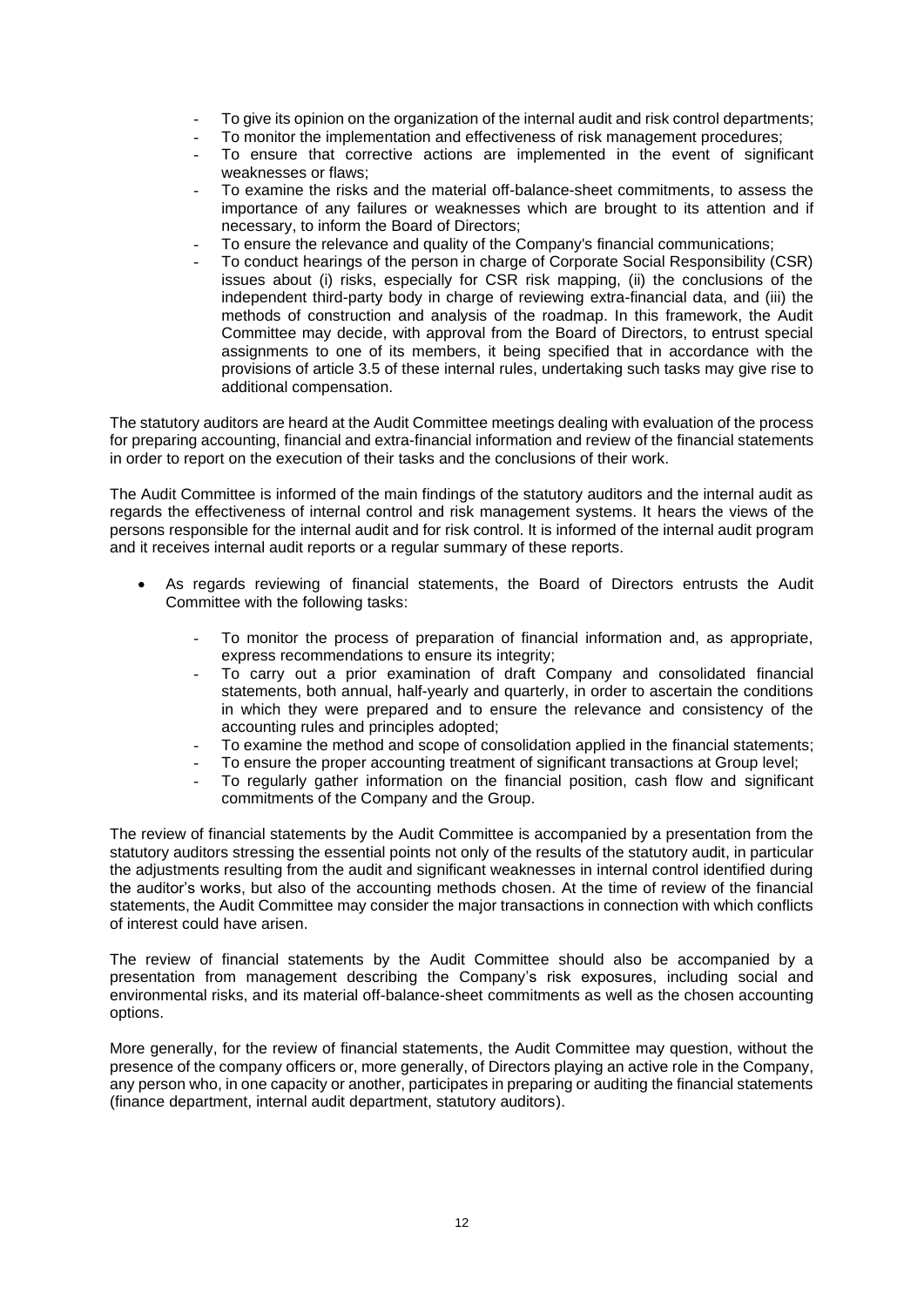- To give its opinion on the organization of the internal audit and risk control departments;
- To monitor the implementation and effectiveness of risk management procedures;
- To ensure that corrective actions are implemented in the event of significant weaknesses or flaws;
- To examine the risks and the material off-balance-sheet commitments, to assess the importance of any failures or weaknesses which are brought to its attention and if necessary, to inform the Board of Directors;
- To ensure the relevance and quality of the Company's financial communications;
- To conduct hearings of the person in charge of Corporate Social Responsibility (CSR) issues about (i) risks, especially for CSR risk mapping, (ii) the conclusions of the independent third-party body in charge of reviewing extra-financial data, and (iii) the methods of construction and analysis of the roadmap. In this framework, the Audit Committee may decide, with approval from the Board of Directors, to entrust special assignments to one of its members, it being specified that in accordance with the provisions of article 3.5 of these internal rules, undertaking such tasks may give rise to additional compensation.

The statutory auditors are heard at the Audit Committee meetings dealing with evaluation of the process for preparing accounting, financial and extra-financial information and review of the financial statements in order to report on the execution of their tasks and the conclusions of their work.

The Audit Committee is informed of the main findings of the statutory auditors and the internal audit as regards the effectiveness of internal control and risk management systems. It hears the views of the persons responsible for the internal audit and for risk control. It is informed of the internal audit program and it receives internal audit reports or a regular summary of these reports.

- As regards reviewing of financial statements, the Board of Directors entrusts the Audit Committee with the following tasks:
  - To monitor the process of preparation of financial information and, as appropriate, express recommendations to ensure its integrity;
  - To carry out a prior examination of draft Company and consolidated financial statements, both annual, half-yearly and quarterly, in order to ascertain the conditions in which they were prepared and to ensure the relevance and consistency of the accounting rules and principles adopted;
  - To examine the method and scope of consolidation applied in the financial statements;
  - To ensure the proper accounting treatment of significant transactions at Group level;
  - To regularly gather information on the financial position, cash flow and significant commitments of the Company and the Group.

The review of financial statements by the Audit Committee is accompanied by a presentation from the statutory auditors stressing the essential points not only of the results of the statutory audit, in particular the adjustments resulting from the audit and significant weaknesses in internal control identified during the auditor's works, but also of the accounting methods chosen. At the time of review of the financial statements, the Audit Committee may consider the major transactions in connection with which conflicts of interest could have arisen.

The review of financial statements by the Audit Committee should also be accompanied by a presentation from management describing the Company's risk exposures, including social and environmental risks, and its material off-balance-sheet commitments as well as the chosen accounting options.

More generally, for the review of financial statements, the Audit Committee may question, without the presence of the company officers or, more generally, of Directors playing an active role in the Company, any person who, in one capacity or another, participates in preparing or auditing the financial statements (finance department, internal audit department, statutory auditors).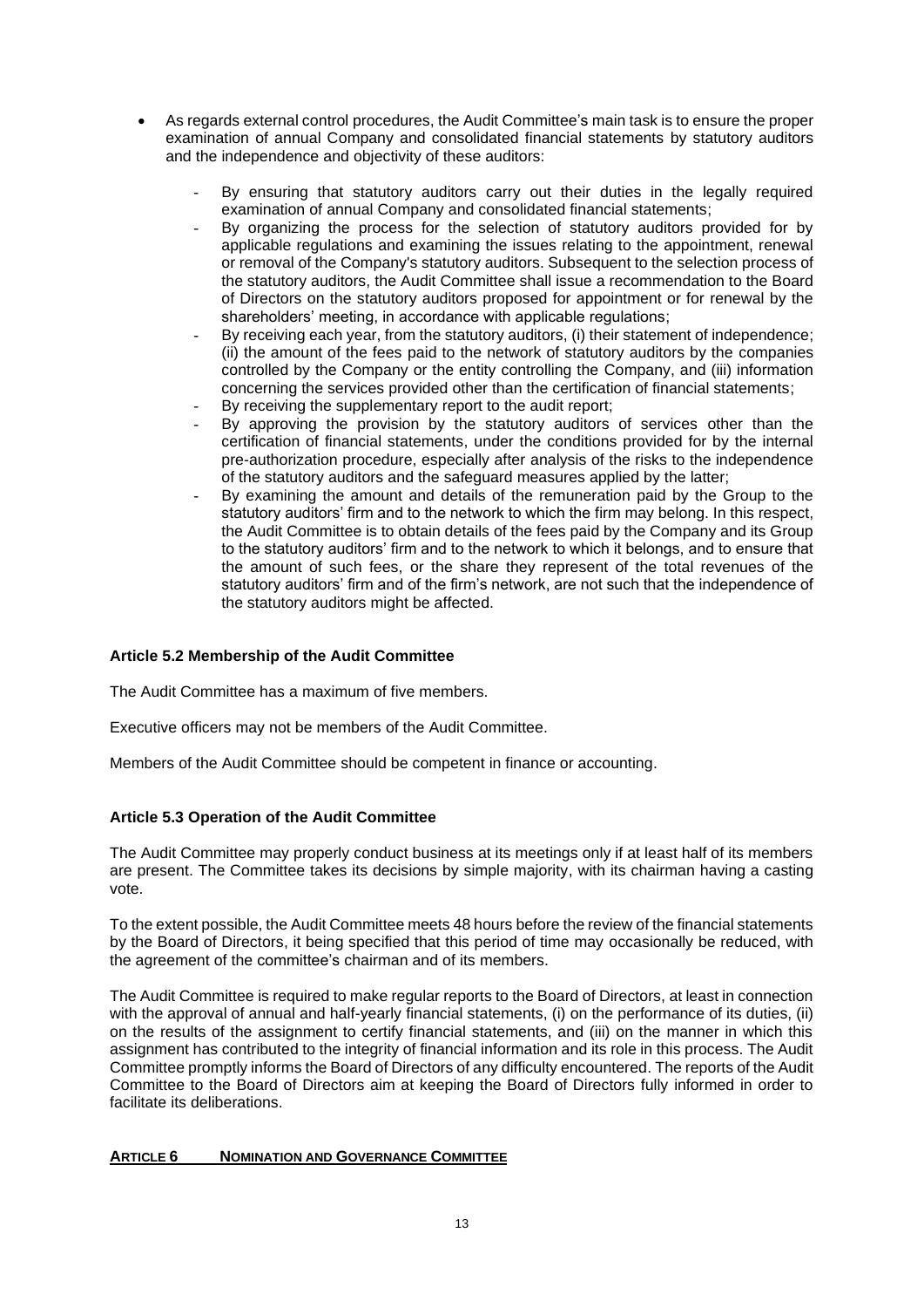- As regards external control procedures, the Audit Committee's main task is to ensure the proper examination of annual Company and consolidated financial statements by statutory auditors and the independence and objectivity of these auditors:
  - By ensuring that statutory auditors carry out their duties in the legally required examination of annual Company and consolidated financial statements;
  - By organizing the process for the selection of statutory auditors provided for by applicable regulations and examining the issues relating to the appointment, renewal or removal of the Company's statutory auditors. Subsequent to the selection process of the statutory auditors, the Audit Committee shall issue a recommendation to the Board of Directors on the statutory auditors proposed for appointment or for renewal by the shareholders' meeting, in accordance with applicable regulations;
  - By receiving each year, from the statutory auditors, (i) their statement of independence; (ii) the amount of the fees paid to the network of statutory auditors by the companies controlled by the Company or the entity controlling the Company, and (iii) information concerning the services provided other than the certification of financial statements;
  - By receiving the supplementary report to the audit report;
  - By approving the provision by the statutory auditors of services other than the certification of financial statements, under the conditions provided for by the internal pre-authorization procedure, especially after analysis of the risks to the independence of the statutory auditors and the safeguard measures applied by the latter;
  - By examining the amount and details of the remuneration paid by the Group to the statutory auditors' firm and to the network to which the firm may belong. In this respect, the Audit Committee is to obtain details of the fees paid by the Company and its Group to the statutory auditors' firm and to the network to which it belongs, and to ensure that the amount of such fees, or the share they represent of the total revenues of the statutory auditors' firm and of the firm's network, are not such that the independence of the statutory auditors might be affected.

**Article 5.2 Membership of the Audit Committee**

The Audit Committee has a maximum of five members.

Executive officers may not be members of the Audit Committee.

Members of the Audit Committee should be competent in finance or accounting.

**Article 5.3 Operation of the Audit Committee**

The Audit Committee may properly conduct business at its meetings only if at least half of its members are present. The Committee takes its decisions by simple majority, with its chairman having a casting vote.

To the extent possible, the Audit Committee meets 48 hours before the review of the financial statements by the Board of Directors, it being specified that this period of time may occasionally be reduced, with the agreement of the committee's chairman and of its members.

The Audit Committee is required to make regular reports to the Board of Directors, at least in connection with the approval of annual and half-yearly financial statements, (i) on the performance of its duties, (ii) on the results of the assignment to certify financial statements, and (iii) on the manner in which this assignment has contributed to the integrity of financial information and its role in this process. The Audit Committee promptly informs the Board of Directors of any difficulty encountered. The reports of the Audit Committee to the Board of Directors aim at keeping the Board of Directors fully informed in order to facilitate its deliberations.

## ARTICLE 6 NOMINATION AND GOVERNANCE COMMITTEE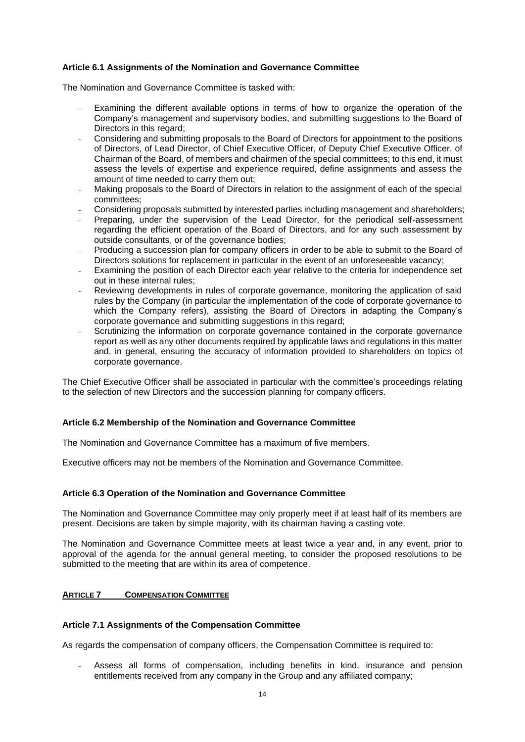### Article 6.1 Assignments of the Nomination and Governance Committee

The Nomination and Governance Committee is tasked with:

- Examining the different available options in terms of how to organize the operation of the Company's management and supervisory bodies, and submitting suggestions to the Board of Directors in this regard;
- Considering and submitting proposals to the Board of Directors for appointment to the positions of Directors, of Lead Director, of Chief Executive Officer, of Deputy Chief Executive Officer, of Chairman of the Board, of members and chairmen of the special committees; to this end, it must assess the levels of expertise and experience required, define assignments and assess the amount of time needed to carry them out;
- Making proposals to the Board of Directors in relation to the assignment of each of the special committees;
- Considering proposals submitted by interested parties including management and shareholders;
- Preparing, under the supervision of the Lead Director, for the periodical self-assessment regarding the efficient operation of the Board of Directors, and for any such assessment by outside consultants, or of the governance bodies;
- Producing a succession plan for company officers in order to be able to submit to the Board of Directors solutions for replacement in particular in the event of an unforeseeable vacancy;
- Examining the position of each Director each year relative to the criteria for independence set out in these internal rules;
- Reviewing developments in rules of corporate governance, monitoring the application of said rules by the Company (in particular the implementation of the code of corporate governance to which the Company refers), assisting the Board of Directors in adapting the Company's corporate governance and submitting suggestions in this regard;
- Scrutinizing the information on corporate governance contained in the corporate governance report as well as any other documents required by applicable laws and regulations in this matter and, in general, ensuring the accuracy of information provided to shareholders on topics of corporate governance.

The Chief Executive Officer shall be associated in particular with the committee's proceedings relating to the selection of new Directors and the succession planning for company officers.

### Article 6.2 Membership of the Nomination and Governance Committee

The Nomination and Governance Committee has a maximum of five members.

Executive officers may not be members of the Nomination and Governance Committee.

### Article 6.3 Operation of the Nomination and Governance Committee

The Nomination and Governance Committee may only properly meet if at least half of its members are present. Decisions are taken by simple majority, with its chairman having a casting vote.

The Nomination and Governance Committee meets at least twice a year and, in any event, prior to approval of the agenda for the annual general meeting, to consider the proposed resolutions to be submitted to the meeting that are within its area of competence.

## ARTICLE 7 COMPENSATION COMMITTEE

### Article 7.1 Assignments of the Compensation Committee

As regards the compensation of company officers, the Compensation Committee is required to:

- Assess all forms of compensation, including benefits in kind, insurance and pension entitlements received from any company in the Group and any affiliated company;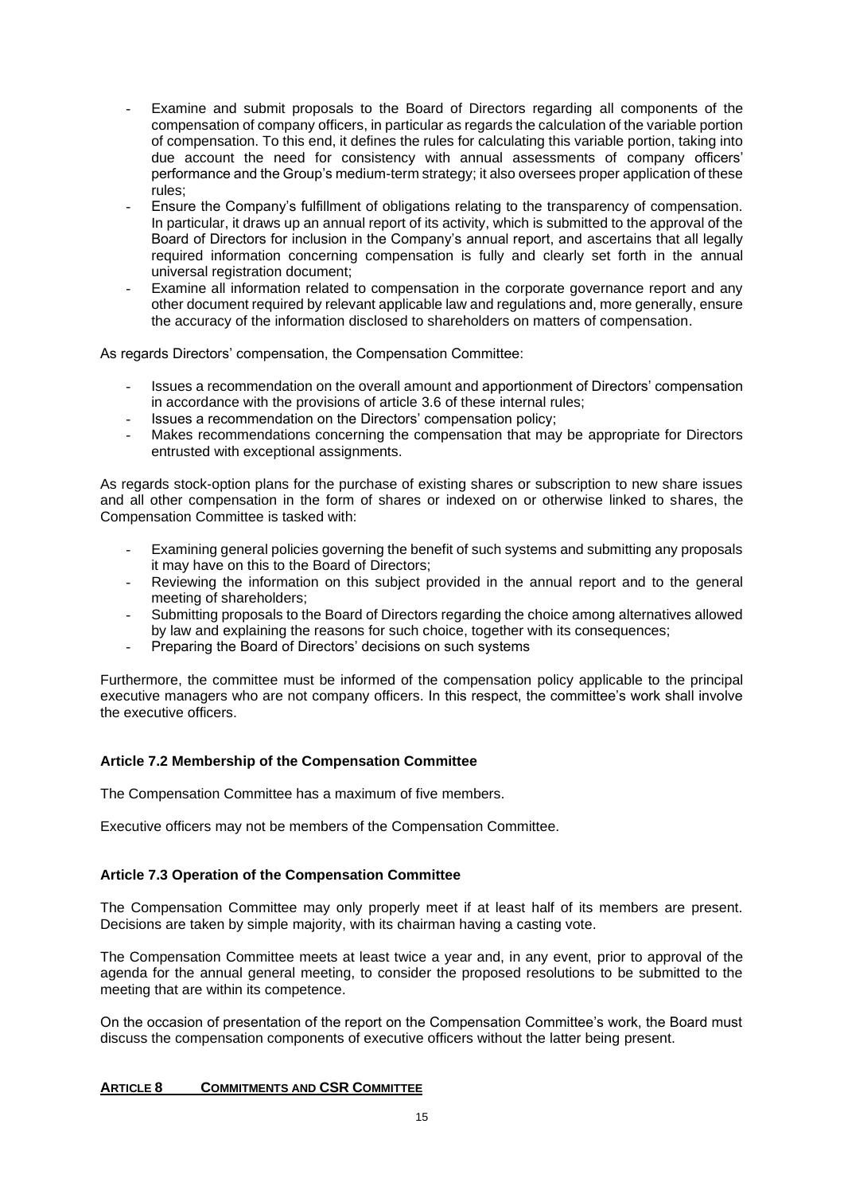- Examine and submit proposals to the Board of Directors regarding all components of the compensation of company officers, in particular as regards the calculation of the variable portion of compensation. To this end, it defines the rules for calculating this variable portion, taking into due account the need for consistency with annual assessments of company officers' performance and the Group's medium-term strategy; it also oversees proper application of these rules;
- Ensure the Company's fulfillment of obligations relating to the transparency of compensation. In particular, it draws up an annual report of its activity, which is submitted to the approval of the Board of Directors for inclusion in the Company's annual report, and ascertains that all legally required information concerning compensation is fully and clearly set forth in the annual universal registration document;
- Examine all information related to compensation in the corporate governance report and any other document required by relevant applicable law and regulations and, more generally, ensure the accuracy of the information disclosed to shareholders on matters of compensation.

As regards Directors' compensation, the Compensation Committee:

- Issues a recommendation on the overall amount and apportionment of Directors' compensation in accordance with the provisions of article 3.6 of these internal rules;
- Issues a recommendation on the Directors' compensation policy;
- Makes recommendations concerning the compensation that may be appropriate for Directors entrusted with exceptional assignments.

As regards stock-option plans for the purchase of existing shares or subscription to new share issues and all other compensation in the form of shares or indexed on or otherwise linked to shares, the Compensation Committee is tasked with:

- Examining general policies governing the benefit of such systems and submitting any proposals it may have on this to the Board of Directors;
- Reviewing the information on this subject provided in the annual report and to the general meeting of shareholders;
- Submitting proposals to the Board of Directors regarding the choice among alternatives allowed by law and explaining the reasons for such choice, together with its consequences;
- Preparing the Board of Directors' decisions on such systems

Furthermore, the committee must be informed of the compensation policy applicable to the principal executive managers who are not company officers. In this respect, the committee's work shall involve the executive officers.

### Article 7.2 Membership of the Compensation Committee

The Compensation Committee has a maximum of five members.

Executive officers may not be members of the Compensation Committee.

### Article 7.3 Operation of the Compensation Committee

The Compensation Committee may only properly meet if at least half of its members are present. Decisions are taken by simple majority, with its chairman having a casting vote.

The Compensation Committee meets at least twice a year and, in any event, prior to approval of the agenda for the annual general meeting, to consider the proposed resolutions to be submitted to the meeting that are within its competence.

On the occasion of presentation of the report on the Compensation Committee's work, the Board must discuss the compensation components of executive officers without the latter being present.

## ARTICLE 8 COMMITMENTS AND CSR COMMITTEE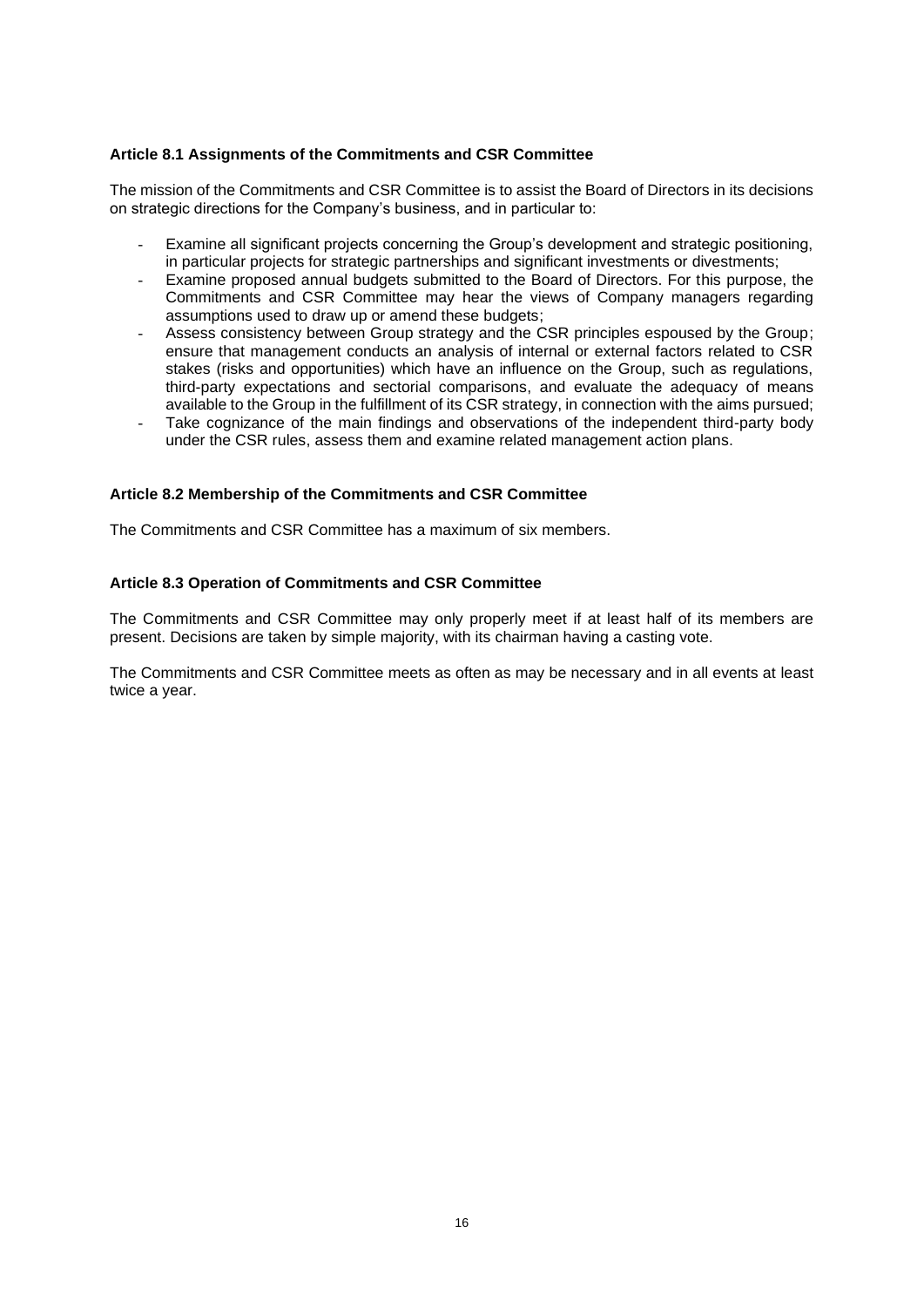### Article 8.1 Assignments of the Commitments and CSR Committee

The mission of the Commitments and CSR Committee is to assist the Board of Directors in its decisions on strategic directions for the Company's business, and in particular to:

- Examine all significant projects concerning the Group's development and strategic positioning, in particular projects for strategic partnerships and significant investments or divestments;
- Examine proposed annual budgets submitted to the Board of Directors. For this purpose, the Commitments and CSR Committee may hear the views of Company managers regarding assumptions used to draw up or amend these budgets;
- Assess consistency between Group strategy and the CSR principles espoused by the Group; ensure that management conducts an analysis of internal or external factors related to CSR stakes (risks and opportunities) which have an influence on the Group, such as regulations, third-party expectations and sectorial comparisons, and evaluate the adequacy of means available to the Group in the fulfillment of its CSR strategy, in connection with the aims pursued;
- Take cognizance of the main findings and observations of the independent third-party body under the CSR rules, assess them and examine related management action plans.

### Article 8.2 Membership of the Commitments and CSR Committee

The Commitments and CSR Committee has a maximum of six members.

### Article 8.3 Operation of Commitments and CSR Committee

The Commitments and CSR Committee may only properly meet if at least half of its members are present. Decisions are taken by simple majority, with its chairman having a casting vote.

The Commitments and CSR Committee meets as often as may be necessary and in all events at least twice a year.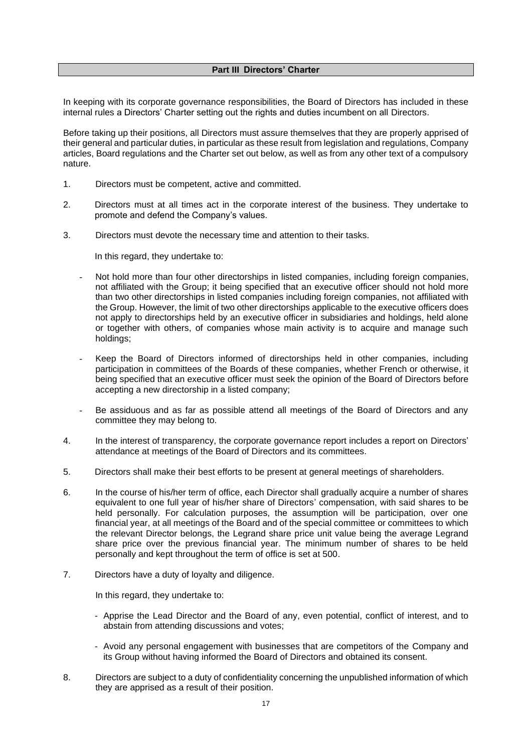## Part III Directors' Charter

In keeping with its corporate governance responsibilities, the Board of Directors has included in these internal rules a Directors' Charter setting out the rights and duties incumbent on all Directors.

Before taking up their positions, all Directors must assure themselves that they are properly apprised of their general and particular duties, in particular as these result from legislation and regulations, Company articles, Board regulations and the Charter set out below, as well as from any other text of a compulsory nature.

1. Directors must be competent, active and committed.

2. Directors must at all times act in the corporate interest of the business. They undertake to promote and defend the Company's values.

3. Directors must devote the necessary time and attention to their tasks.

   In this regard, they undertake to:

   - Not hold more than four other directorships in listed companies, including foreign companies, not affiliated with the Group; it being specified that an executive officer should not hold more than two other directorships in listed companies including foreign companies, not affiliated with the Group. However, the limit of two other directorships applicable to the executive officers does not apply to directorships held by an executive officer in subsidiaries and holdings, held alone or together with others, of companies whose main activity is to acquire and manage such holdings;

   - Keep the Board of Directors informed of directorships held in other companies, including participation in committees of the Boards of these companies, whether French or otherwise, it being specified that an executive officer must seek the opinion of the Board of Directors before accepting a new directorship in a listed company;

   - Be assiduous and as far as possible attend all meetings of the Board of Directors and any committee they may belong to.

4. In the interest of transparency, the corporate governance report includes a report on Directors' attendance at meetings of the Board of Directors and its committees.

5. Directors shall make their best efforts to be present at general meetings of shareholders.

6. In the course of his/her term of office, each Director shall gradually acquire a number of shares equivalent to one full year of his/her share of Directors' compensation, with said shares to be held personally. For calculation purposes, the assumption will be participation, over one financial year, at all meetings of the Board and of the special committee or committees to which the relevant Director belongs, the Legrand share price unit value being the average Legrand share price over the previous financial year. The minimum number of shares to be held personally and kept throughout the term of office is set at 500.

7. Directors have a duty of loyalty and diligence.

   In this regard, they undertake to:

   - Apprise the Lead Director and the Board of any, even potential, conflict of interest, and to abstain from attending discussions and votes;

   - Avoid any personal engagement with businesses that are competitors of the Company and its Group without having informed the Board of Directors and obtained its consent.

8. Directors are subject to a duty of confidentiality concerning the unpublished information of which they are apprised as a result of their position.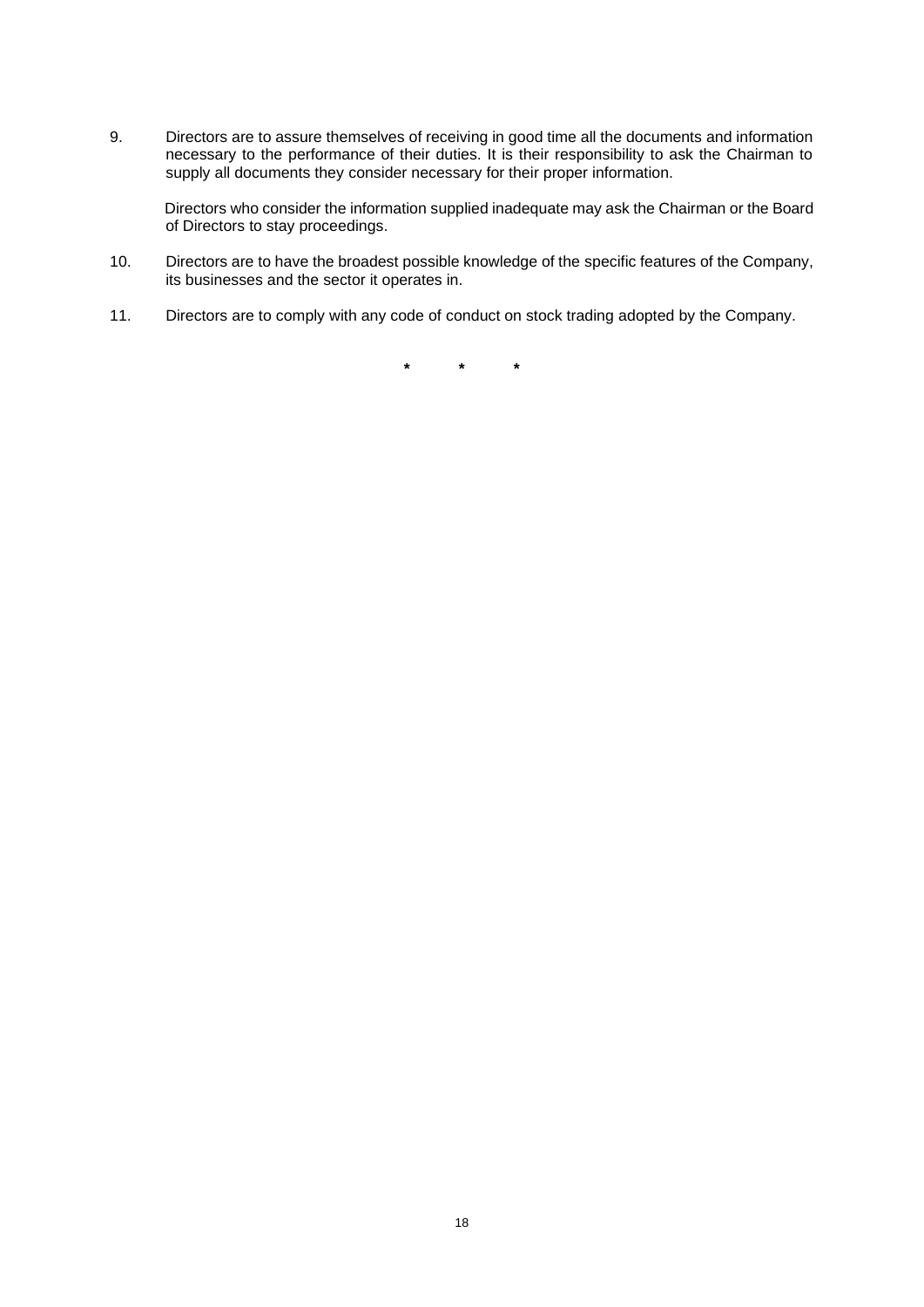9. Directors are to assure themselves of receiving in good time all the documents and information necessary to the performance of their duties. It is their responsibility to ask the Chairman to supply all documents they consider necessary for their proper information.

   Directors who consider the information supplied inadequate may ask the Chairman or the Board of Directors to stay proceedings.

10. Directors are to have the broadest possible knowledge of the specific features of the Company, its businesses and the sector it operates in.

11. Directors are to comply with any code of conduct on stock trading adopted by the Company.

\* \* \*